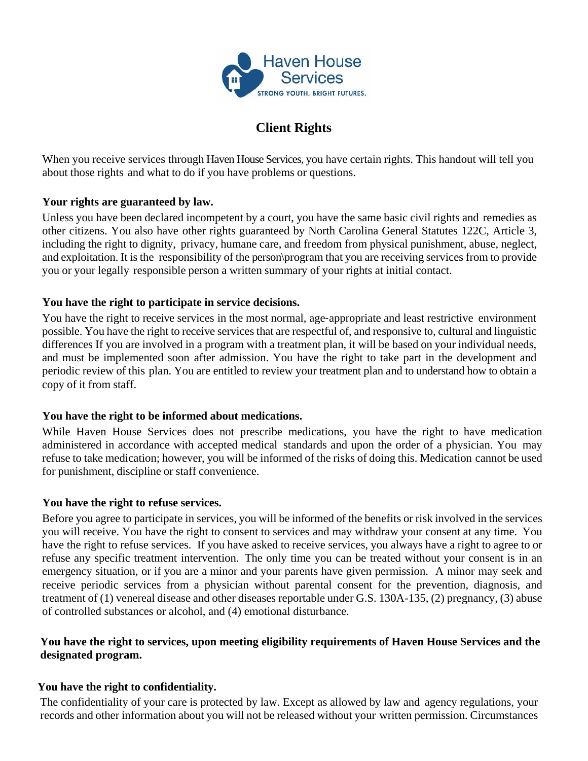Haven House Services

STRONG YOUTH. BRIGHT FUTURES.

# Client Rights

When you receive services through Haven House Services, you have certain rights. This handout will tell you about those rights and what to do if you have problems or questions.

**Your rights are guaranteed by law.**

Unless you have been declared incompetent by a court, you have the same basic civil rights and remedies as other citizens. You also have other rights guaranteed by North Carolina General Statutes 122C, Article 3, including the right to dignity, privacy, humane care, and freedom from physical punishment, abuse, neglect, and exploitation. It is the responsibility of the person\program that you are receiving services from to provide you or your legally responsible person a written summary of your rights at initial contact.

**You have the right to participate in service decisions.**

You have the right to receive services in the most normal, age-appropriate and least restrictive environment possible. You have the right to receive services that are respectful of, and responsive to, cultural and linguistic differences If you are involved in a program with a treatment plan, it will be based on your individual needs, and must be implemented soon after admission. You have the right to take part in the development and periodic review of this plan. You are entitled to review your treatment plan and to understand how to obtain a copy of it from staff.

**You have the right to be informed about medications.**

While Haven House Services does not prescribe medications, you have the right to have medication administered in accordance with accepted medical standards and upon the order of a physician. You may refuse to take medication; however, you will be informed of the risks of doing this. Medication cannot be used for punishment, discipline or staff convenience.

**You have the right to refuse services.**

Before you agree to participate in services, you will be informed of the benefits or risk involved in the services you will receive. You have the right to consent to services and may withdraw your consent at any time. You have the right to refuse services. If you have asked to receive services, you always have a right to agree to or refuse any specific treatment intervention. The only time you can be treated without your consent is in an emergency situation, or if you are a minor and your parents have given permission. A minor may seek and receive periodic services from a physician without parental consent for the prevention, diagnosis, and treatment of (1) venereal disease and other diseases reportable under G.S. 130A-135, (2) pregnancy, (3) abuse of controlled substances or alcohol, and (4) emotional disturbance.

**You have the right to services, upon meeting eligibility requirements of Haven House Services and the designated program.**

**You have the right to confidentiality.**

The confidentiality of your care is protected by law. Except as allowed by law and agency regulations, your records and other information about you will not be released without your written permission. Circumstances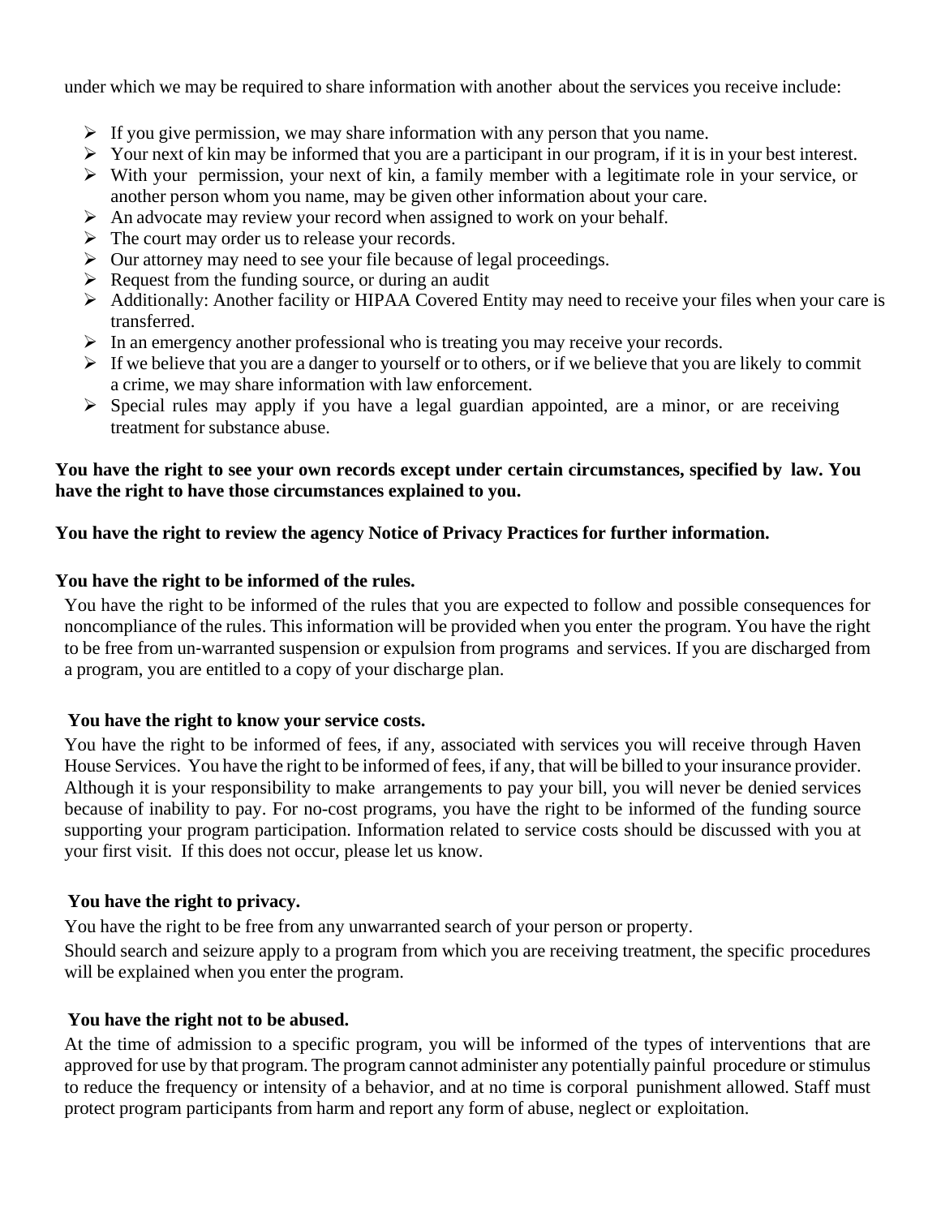under which we may be required to share information with another about the services you receive include:

- If you give permission, we may share information with any person that you name.
- Your next of kin may be informed that you are a participant in our program, if it is in your best interest.
- With your permission, your next of kin, a family member with a legitimate role in your service, or another person whom you name, may be given other information about your care.
- An advocate may review your record when assigned to work on your behalf.
- The court may order us to release your records.
- Our attorney may need to see your file because of legal proceedings.
- Request from the funding source, or during an audit
- Additionally: Another facility or HIPAA Covered Entity may need to receive your files when your care is transferred.
- In an emergency another professional who is treating you may receive your records.
- If we believe that you are a danger to yourself or to others, or if we believe that you are likely to commit a crime, we may share information with law enforcement.
- Special rules may apply if you have a legal guardian appointed, are a minor, or are receiving treatment for substance abuse.

**You have the right to see your own records except under certain circumstances, specified by law. You have the right to have those circumstances explained to you.**

**You have the right to review the agency Notice of Privacy Practices for further information.**

**You have the right to be informed of the rules.**

You have the right to be informed of the rules that you are expected to follow and possible consequences for noncompliance of the rules. This information will be provided when you enter the program. You have the right to be free from un-warranted suspension or expulsion from programs and services. If you are discharged from a program, you are entitled to a copy of your discharge plan.

**You have the right to know your service costs.**

You have the right to be informed of fees, if any, associated with services you will receive through Haven House Services. You have the right to be informed of fees, if any, that will be billed to your insurance provider. Although it is your responsibility to make arrangements to pay your bill, you will never be denied services because of inability to pay. For no-cost programs, you have the right to be informed of the funding source supporting your program participation. Information related to service costs should be discussed with you at your first visit. If this does not occur, please let us know.

**You have the right to privacy.**

You have the right to be free from any unwarranted search of your person or property.

Should search and seizure apply to a program from which you are receiving treatment, the specific procedures will be explained when you enter the program.

**You have the right not to be abused.**

At the time of admission to a specific program, you will be informed of the types of interventions that are approved for use by that program. The program cannot administer any potentially painful procedure or stimulus to reduce the frequency or intensity of a behavior, and at no time is corporal punishment allowed. Staff must protect program participants from harm and report any form of abuse, neglect or exploitation.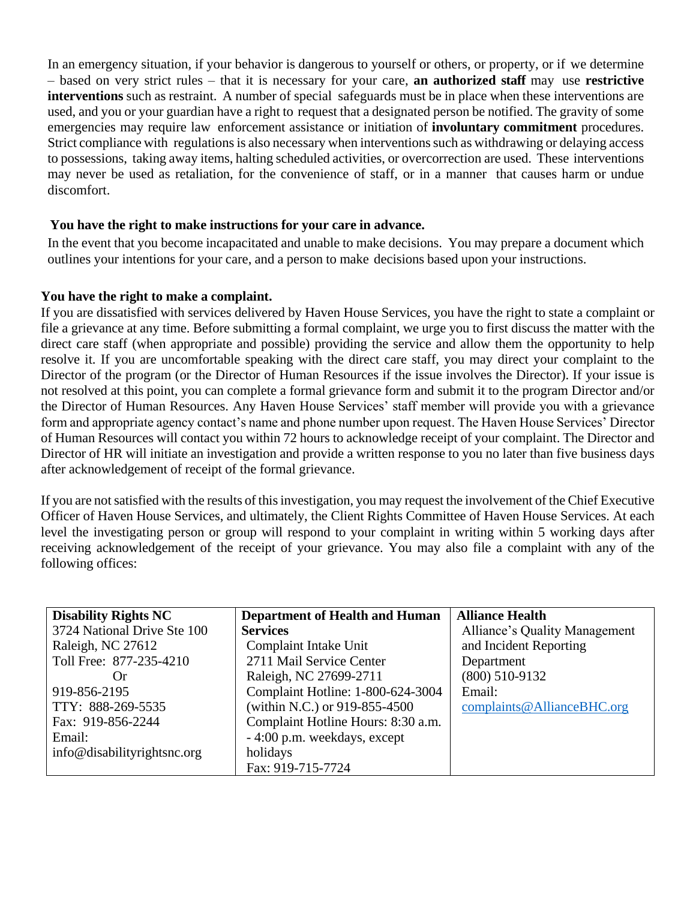In an emergency situation, if your behavior is dangerous to yourself or others, or property, or if we determine – based on very strict rules – that it is necessary for your care, **an authorized staff** may use **restrictive interventions** such as restraint. A number of special safeguards must be in place when these interventions are used, and you or your guardian have a right to request that a designated person be notified. The gravity of some emergencies may require law enforcement assistance or initiation of **involuntary commitment** procedures. Strict compliance with regulations is also necessary when interventions such as withdrawing or delaying access to possessions, taking away items, halting scheduled activities, or overcorrection are used. These interventions may never be used as retaliation, for the convenience of staff, or in a manner that causes harm or undue discomfort.

**You have the right to make instructions for your care in advance.**

In the event that you become incapacitated and unable to make decisions. You may prepare a document which outlines your intentions for your care, and a person to make decisions based upon your instructions.

**You have the right to make a complaint.**

If you are dissatisfied with services delivered by Haven House Services, you have the right to state a complaint or file a grievance at any time. Before submitting a formal complaint, we urge you to first discuss the matter with the direct care staff (when appropriate and possible) providing the service and allow them the opportunity to help resolve it. If you are uncomfortable speaking with the direct care staff, you may direct your complaint to the Director of the program (or the Director of Human Resources if the issue involves the Director). If your issue is not resolved at this point, you can complete a formal grievance form and submit it to the program Director and/or the Director of Human Resources. Any Haven House Services' staff member will provide you with a grievance form and appropriate agency contact's name and phone number upon request. The Haven House Services' Director of Human Resources will contact you within 72 hours to acknowledge receipt of your complaint. The Director and Director of HR will initiate an investigation and provide a written response to you no later than five business days after acknowledgement of receipt of the formal grievance.

If you are not satisfied with the results of this investigation, you may request the involvement of the Chief Executive Officer of Haven House Services, and ultimately, the Client Rights Committee of Haven House Services. At each level the investigating person or group will respond to your complaint in writing within 5 working days after receiving acknowledgement of the receipt of your grievance. You may also file a complaint with any of the following offices:

| **Disability Rights NC** | **Department of Health and Human Services** | **Alliance Health** |
|---|---|---|
| 3724 National Drive Ste 100<br>Raleigh, NC 27612<br>Toll Free: 877-235-4210<br>Or<br>919-856-2195<br>TTY: 888-269-5535<br>Fax: 919-856-2244<br>Email:<br>info@disabilityrightsnc.org | Complaint Intake Unit<br>2711 Mail Service Center<br>Raleigh, NC 27699-2711<br>Complaint Hotline: 1-800-624-3004 (within N.C.) or 919-855-4500<br>Complaint Hotline Hours: 8:30 a.m. - 4:00 p.m. weekdays, except holidays<br>Fax: 919-715-7724 | Alliance's Quality Management and Incident Reporting Department<br>(800) 510-9132<br>Email:<br>complaints@AllianceBHC.org |